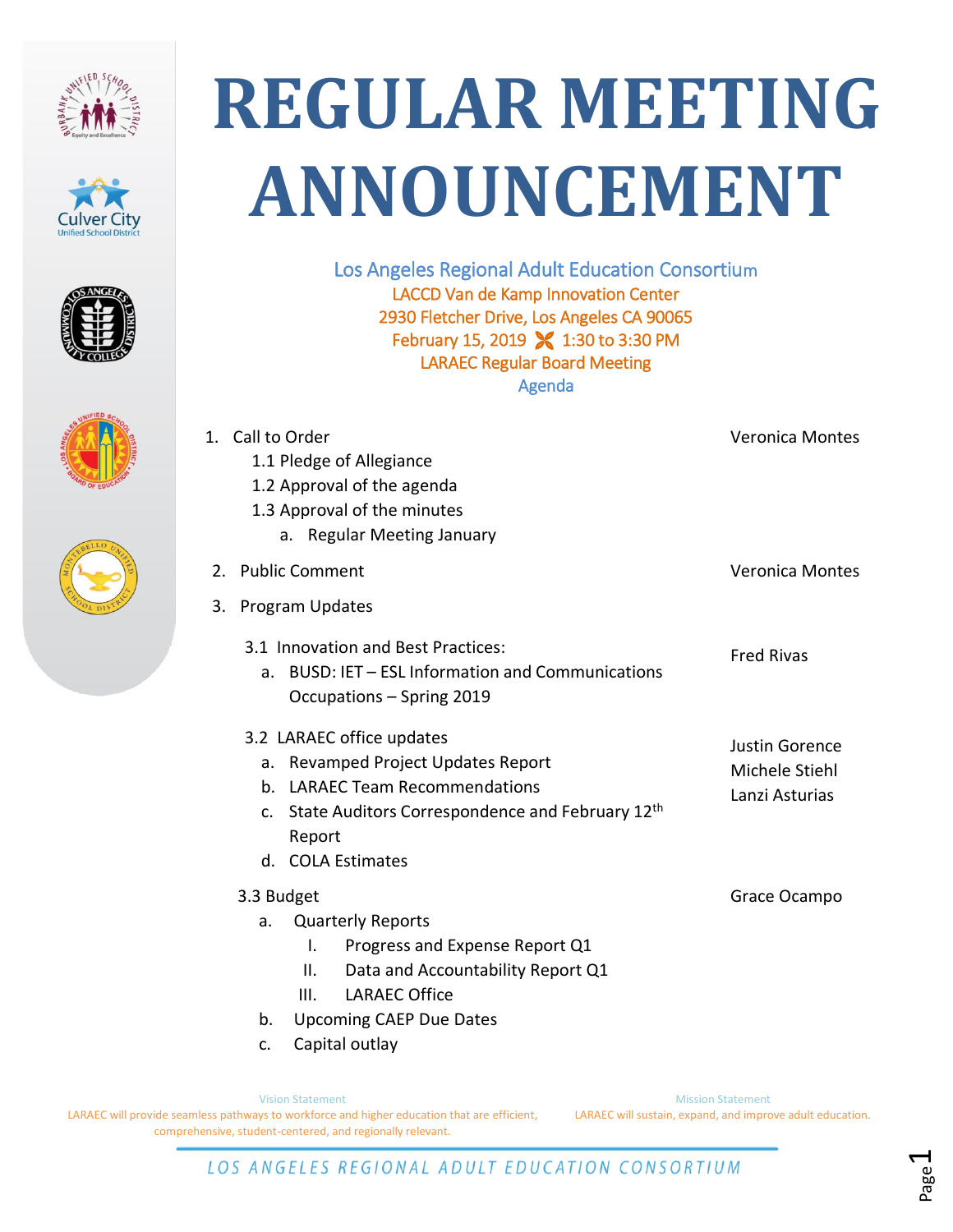# REGULAR MEETING ANNOUNCEMENT

Los Angeles Regional Adult Education Consortium
LACCD Van de Kamp Innovation Center
2930 Fletcher Drive, Los Angeles CA 90065
February 15, 2019 1:30 to 3:30 PM
LARAEC Regular Board Meeting
Agenda

| Item | Presenter |
|---|---|
| 1. Call to Order<br>1.1 Pledge of Allegiance<br>1.2 Approval of the agenda<br>1.3 Approval of the minutes<br>a. Regular Meeting January | Veronica Montes |
| 2. Public Comment | Veronica Montes |
| 3. Program Updates | |
| 3.1 Innovation and Best Practices:<br>a. BUSD: IET – ESL Information and Communications Occupations – Spring 2019 | Fred Rivas |
| 3.2 LARAEC office updates<br>a. Revamped Project Updates Report<br>b. LARAEC Team Recommendations<br>c. State Auditors Correspondence and February 12th Report<br>d. COLA Estimates | Justin Gorence<br>Michele Stiehl<br>Lanzi Asturias |
| 3.3 Budget<br>a. Quarterly Reports<br>I. Progress and Expense Report Q1<br>II. Data and Accountability Report Q1<br>III. LARAEC Office<br>b. Upcoming CAEP Due Dates<br>c. Capital outlay | Grace Ocampo |

Vision Statement
LARAEC will provide seamless pathways to workforce and higher education that are efficient, comprehensive, student-centered, and regionally relevant.

Mission Statement
LARAEC will sustain, expand, and improve adult education.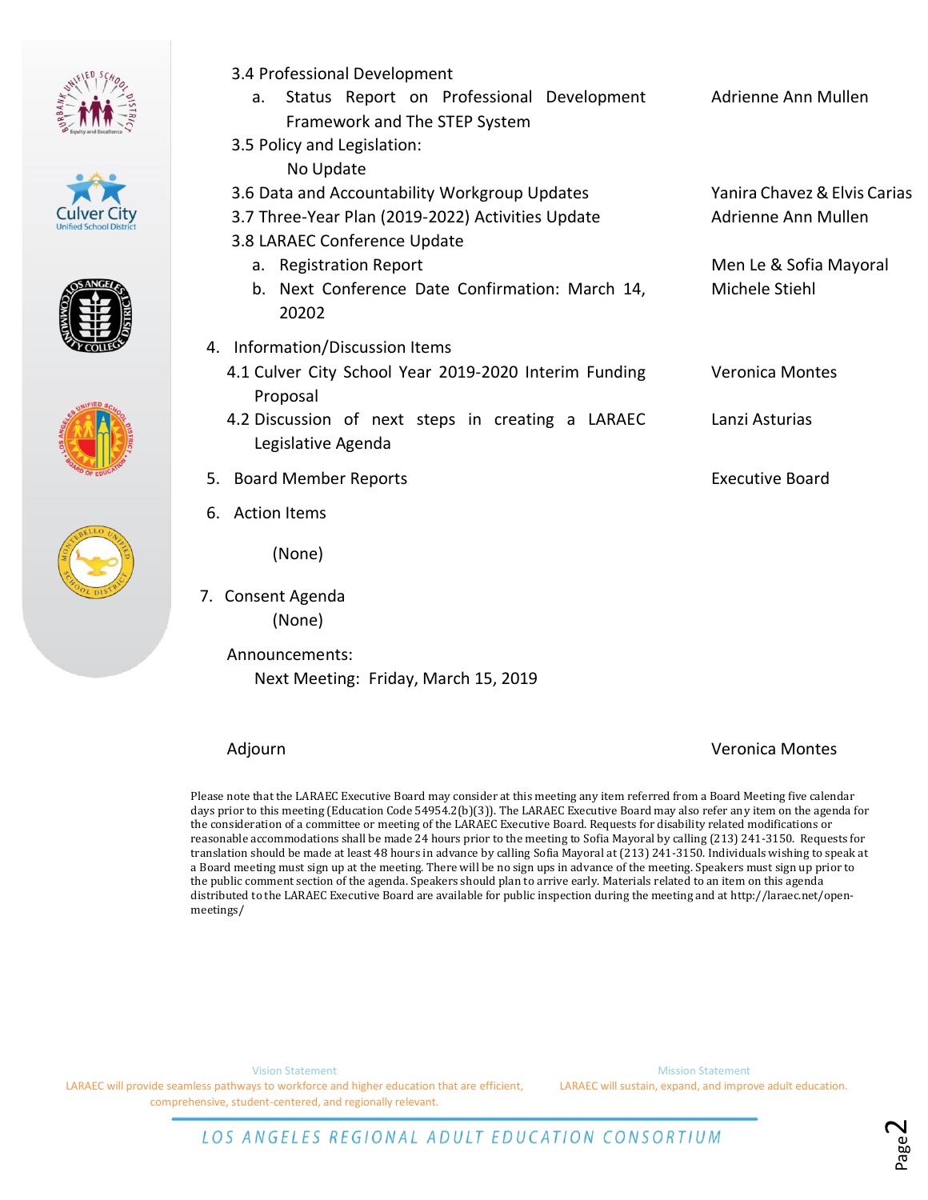3.4 Professional Development

a. Status Report on Professional Development Framework and The STEP System — Adrienne Ann Mullen

3.5 Policy and Legislation:

No Update

3.6 Data and Accountability Workgroup Updates — Yanira Chavez & Elvis Carias

3.7 Three-Year Plan (2019-2022) Activities Update — Adrienne Ann Mullen

3.8 LARAEC Conference Update

a. Registration Report — Men Le & Sofia Mayoral

b. Next Conference Date Confirmation: March 14, 20202 — Michele Stiehl

4. Information/Discussion Items

4.1 Culver City School Year 2019-2020 Interim Funding Proposal — Veronica Montes

4.2 Discussion of next steps in creating a LARAEC Legislative Agenda — Lanzi Asturias

5. Board Member Reports — Executive Board

6. Action Items

(None)

7. Consent Agenda

(None)

Announcements:

Next Meeting: Friday, March 15, 2019

Adjourn — Veronica Montes

Please note that the LARAEC Executive Board may consider at this meeting any item referred from a Board Meeting five calendar days prior to this meeting (Education Code 54954.2(b)(3)). The LARAEC Executive Board may also refer any item on the agenda for the consideration of a committee or meeting of the LARAEC Executive Board. Requests for disability related modifications or reasonable accommodations shall be made 24 hours prior to the meeting to Sofia Mayoral by calling (213) 241-3150. Requests for translation should be made at least 48 hours in advance by calling Sofia Mayoral at (213) 241-3150. Individuals wishing to speak at a Board meeting must sign up at the meeting. There will be no sign ups in advance of the meeting. Speakers must sign up prior to the public comment section of the agenda. Speakers should plan to arrive early. Materials related to an item on this agenda distributed to the LARAEC Executive Board are available for public inspection during the meeting and at http://laraec.net/open-meetings/

Vision Statement

LARAEC will provide seamless pathways to workforce and higher education that are efficient, comprehensive, student-centered, and regionally relevant.

Mission Statement

LARAEC will sustain, expand, and improve adult education.

LOS ANGELES REGIONAL ADULT EDUCATION CONSORTIUM